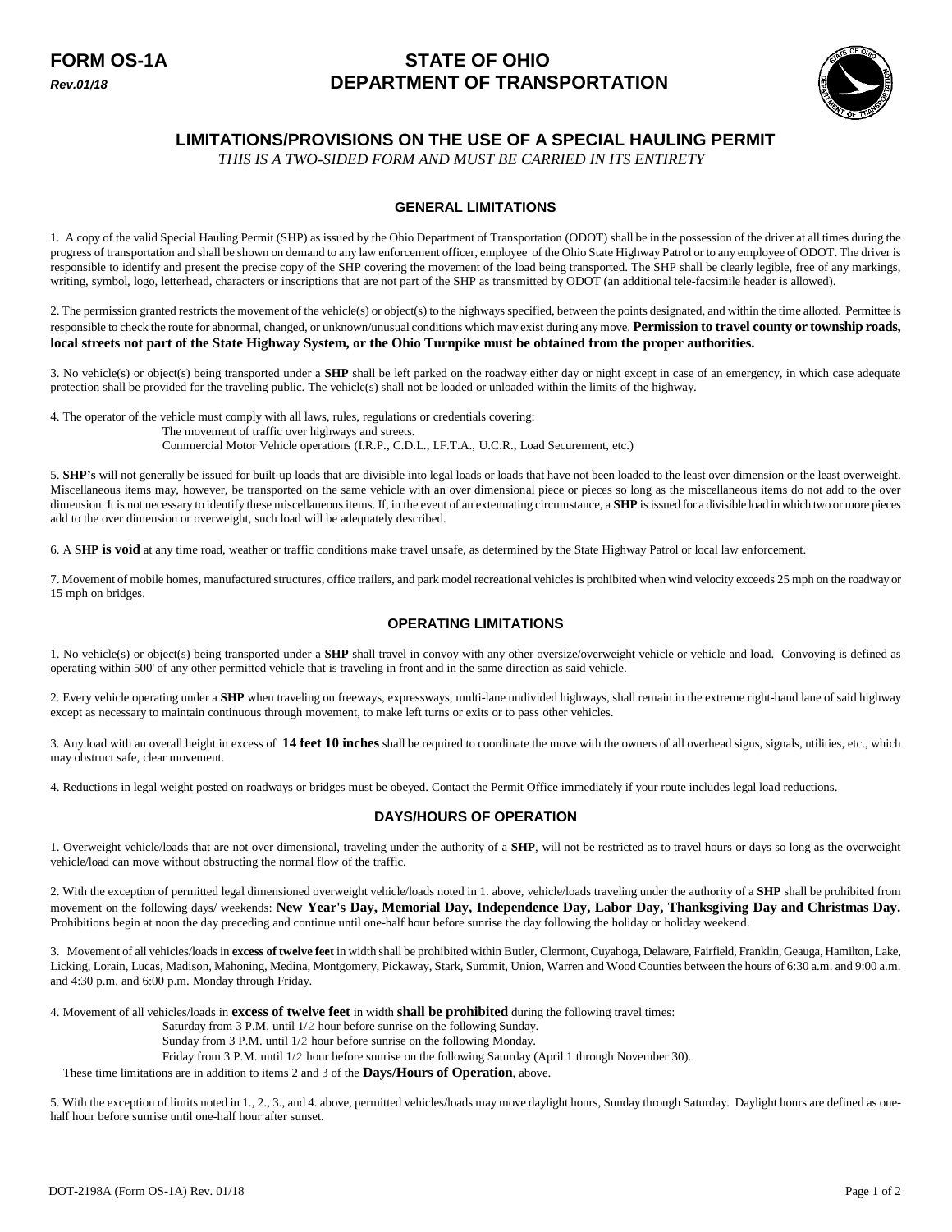**FORM OS-1A**
***Rev.01/18***

# STATE OF OHIO DEPARTMENT OF TRANSPORTATION

## LIMITATIONS/PROVISIONS ON THE USE OF A SPECIAL HAULING PERMIT

*THIS IS A TWO-SIDED FORM AND MUST BE CARRIED IN ITS ENTIRETY*

### GENERAL LIMITATIONS

1. A copy of the valid Special Hauling Permit (SHP) as issued by the Ohio Department of Transportation (ODOT) shall be in the possession of the driver at all times during the progress of transportation and shall be shown on demand to any law enforcement officer, employee of the Ohio State Highway Patrol or to any employee of ODOT. The driver is responsible to identify and present the precise copy of the SHP covering the movement of the load being transported. The SHP shall be clearly legible, free of any markings, writing, symbol, logo, letterhead, characters or inscriptions that are not part of the SHP as transmitted by ODOT (an additional tele-facsimile header is allowed).

2. The permission granted restricts the movement of the vehicle(s) or object(s) to the highways specified, between the points designated, and within the time allotted. Permittee is responsible to check the route for abnormal, changed, or unknown/unusual conditions which may exist during any move. **Permission to travel county or township roads, local streets not part of the State Highway System, or the Ohio Turnpike must be obtained from the proper authorities.**

3. No vehicle(s) or object(s) being transported under a **SHP** shall be left parked on the roadway either day or night except in case of an emergency, in which case adequate protection shall be provided for the traveling public. The vehicle(s) shall not be loaded or unloaded within the limits of the highway.

4. The operator of the vehicle must comply with all laws, rules, regulations or credentials covering:
   The movement of traffic over highways and streets.
   Commercial Motor Vehicle operations (I.R.P., C.D.L., I.F.T.A., U.C.R., Load Securement, etc.)

5. **SHP's** will not generally be issued for built-up loads that are divisible into legal loads or loads that have not been loaded to the least over dimension or the least overweight. Miscellaneous items may, however, be transported on the same vehicle with an over dimensional piece or pieces so long as the miscellaneous items do not add to the over dimension. It is not necessary to identify these miscellaneous items. If, in the event of an extenuating circumstance, a **SHP** is issued for a divisible load in which two or more pieces add to the over dimension or overweight, such load will be adequately described.

6. A **SHP is void** at any time road, weather or traffic conditions make travel unsafe, as determined by the State Highway Patrol or local law enforcement.

7. Movement of mobile homes, manufactured structures, office trailers, and park model recreational vehicles is prohibited when wind velocity exceeds 25 mph on the roadway or 15 mph on bridges.

### OPERATING LIMITATIONS

1. No vehicle(s) or object(s) being transported under a **SHP** shall travel in convoy with any other oversize/overweight vehicle or vehicle and load. Convoying is defined as operating within 500' of any other permitted vehicle that is traveling in front and in the same direction as said vehicle.

2. Every vehicle operating under a **SHP** when traveling on freeways, expressways, multi-lane undivided highways, shall remain in the extreme right-hand lane of said highway except as necessary to maintain continuous through movement, to make left turns or exits or to pass other vehicles.

3. Any load with an overall height in excess of **14 feet 10 inches** shall be required to coordinate the move with the owners of all overhead signs, signals, utilities, etc., which may obstruct safe, clear movement.

4. Reductions in legal weight posted on roadways or bridges must be obeyed. Contact the Permit Office immediately if your route includes legal load reductions.

### DAYS/HOURS OF OPERATION

1. Overweight vehicle/loads that are not over dimensional, traveling under the authority of a **SHP**, will not be restricted as to travel hours or days so long as the overweight vehicle/load can move without obstructing the normal flow of the traffic.

2. With the exception of permitted legal dimensioned overweight vehicle/loads noted in 1. above, vehicle/loads traveling under the authority of a **SHP** shall be prohibited from movement on the following days/ weekends: **New Year's Day, Memorial Day, Independence Day, Labor Day, Thanksgiving Day and Christmas Day.** Prohibitions begin at noon the day preceding and continue until one-half hour before sunrise the day following the holiday or holiday weekend.

3. Movement of all vehicles/loads in **excess of twelve feet** in width shall be prohibited within Butler, Clermont, Cuyahoga, Delaware, Fairfield, Franklin, Geauga, Hamilton, Lake, Licking, Lorain, Lucas, Madison, Mahoning, Medina, Montgomery, Pickaway, Stark, Summit, Union, Warren and Wood Counties between the hours of 6:30 a.m. and 9:00 a.m. and 4:30 p.m. and 6:00 p.m. Monday through Friday.

4. Movement of all vehicles/loads in **excess of twelve feet** in width **shall be prohibited** during the following travel times:
   Saturday from 3 P.M. until 1/2 hour before sunrise on the following Sunday.
   Sunday from 3 P.M. until 1/2 hour before sunrise on the following Monday.
   Friday from 3 P.M. until 1/2 hour before sunrise on the following Saturday (April 1 through November 30).

   These time limitations are in addition to items 2 and 3 of the **Days/Hours of Operation**, above.

5. With the exception of limits noted in 1., 2., 3., and 4. above, permitted vehicles/loads may move daylight hours, Sunday through Saturday. Daylight hours are defined as one-half hour before sunrise until one-half hour after sunset.

DOT-2198A (Form OS-1A) Rev. 01/18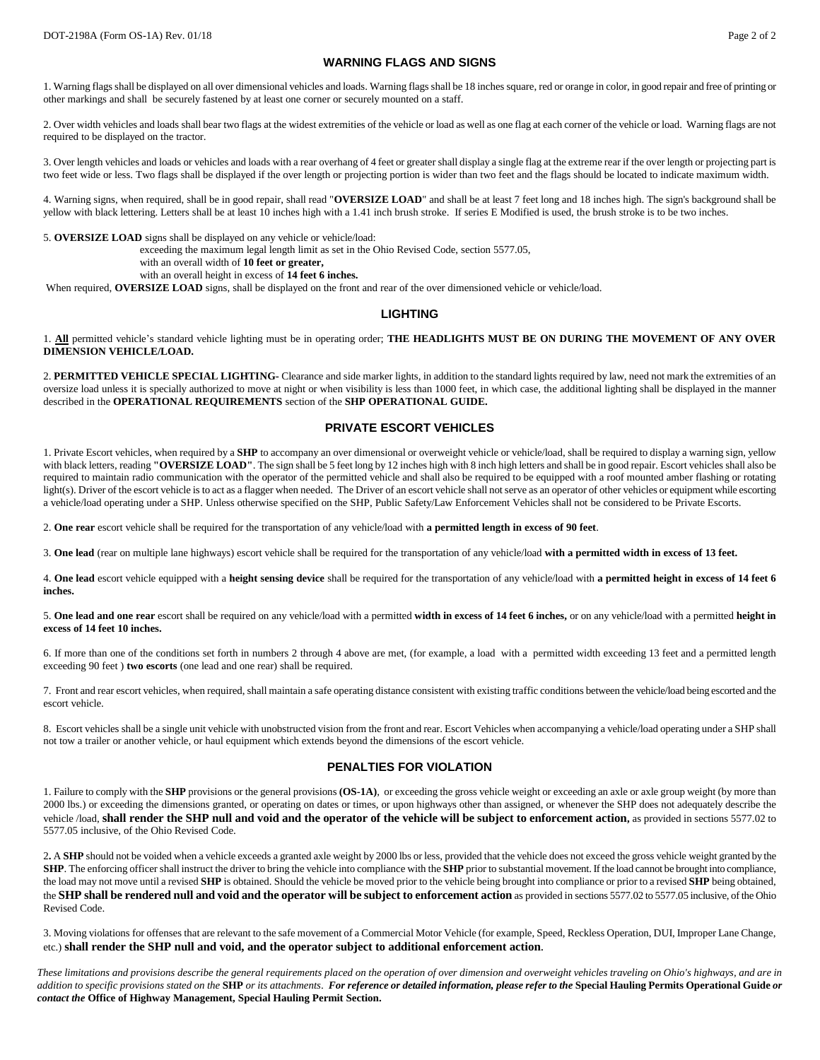## WARNING FLAGS AND SIGNS

1. Warning flags shall be displayed on all over dimensional vehicles and loads. Warning flags shall be 18 inches square, red or orange in color, in good repair and free of printing or other markings and shall be securely fastened by at least one corner or securely mounted on a staff.

2. Over width vehicles and loads shall bear two flags at the widest extremities of the vehicle or load as well as one flag at each corner of the vehicle or load. Warning flags are not required to be displayed on the tractor.

3. Over length vehicles and loads or vehicles and loads with a rear overhang of 4 feet or greater shall display a single flag at the extreme rear if the over length or projecting part is two feet wide or less. Two flags shall be displayed if the over length or projecting portion is wider than two feet and the flags should be located to indicate maximum width.

4. Warning signs, when required, shall be in good repair, shall read "**OVERSIZE LOAD**" and shall be at least 7 feet long and 18 inches high. The sign's background shall be yellow with black lettering. Letters shall be at least 10 inches high with a 1.41 inch brush stroke. If series E Modified is used, the brush stroke is to be two inches.

5. **OVERSIZE LOAD** signs shall be displayed on any vehicle or vehicle/load:
   - exceeding the maximum legal length limit as set in the Ohio Revised Code, section 5577.05,
   - with an overall width of **10 feet or greater,**
   - with an overall height in excess of **14 feet 6 inches.**

When required, **OVERSIZE LOAD** signs, shall be displayed on the front and rear of the over dimensioned vehicle or vehicle/load.

## LIGHTING

1. **All** permitted vehicle's standard vehicle lighting must be in operating order; **THE HEADLIGHTS MUST BE ON DURING THE MOVEMENT OF ANY OVER DIMENSION VEHICLE/LOAD.**

2. **PERMITTED VEHICLE SPECIAL LIGHTING-** Clearance and side marker lights, in addition to the standard lights required by law, need not mark the extremities of an oversize load unless it is specially authorized to move at night or when visibility is less than 1000 feet, in which case, the additional lighting shall be displayed in the manner described in the **OPERATIONAL REQUIREMENTS** section of the **SHP OPERATIONAL GUIDE.**

## PRIVATE ESCORT VEHICLES

1. Private Escort vehicles, when required by a **SHP** to accompany an over dimensional or overweight vehicle or vehicle/load, shall be required to display a warning sign, yellow with black letters, reading **"OVERSIZE LOAD"**. The sign shall be 5 feet long by 12 inches high with 8 inch high letters and shall be in good repair. Escort vehicles shall also be required to maintain radio communication with the operator of the permitted vehicle and shall also be required to be equipped with a roof mounted amber flashing or rotating light(s). Driver of the escort vehicle is to act as a flagger when needed. The Driver of an escort vehicle shall not serve as an operator of other vehicles or equipment while escorting a vehicle/load operating under a SHP. Unless otherwise specified on the SHP, Public Safety/Law Enforcement Vehicles shall not be considered to be Private Escorts.

2. **One rear** escort vehicle shall be required for the transportation of any vehicle/load with **a permitted length in excess of 90 feet**.

3. **One lead** (rear on multiple lane highways) escort vehicle shall be required for the transportation of any vehicle/load **with a permitted width in excess of 13 feet.**

4. **One lead** escort vehicle equipped with a **height sensing device** shall be required for the transportation of any vehicle/load with **a permitted height in excess of 14 feet 6 inches.**

5. **One lead and one rear** escort shall be required on any vehicle/load with a permitted **width in excess of 14 feet 6 inches,** or on any vehicle/load with a permitted **height in excess of 14 feet 10 inches.**

6. If more than one of the conditions set forth in numbers 2 through 4 above are met, (for example, a load with a permitted width exceeding 13 feet and a permitted length exceeding 90 feet ) **two escorts** (one lead and one rear) shall be required.

7. Front and rear escort vehicles, when required, shall maintain a safe operating distance consistent with existing traffic conditions between the vehicle/load being escorted and the escort vehicle.

8. Escort vehicles shall be a single unit vehicle with unobstructed vision from the front and rear. Escort Vehicles when accompanying a vehicle/load operating under a SHP shall not tow a trailer or another vehicle, or haul equipment which extends beyond the dimensions of the escort vehicle.

## PENALTIES FOR VIOLATION

1. Failure to comply with the **SHP** provisions or the general provisions **(OS-1A)**, or exceeding the gross vehicle weight or exceeding an axle or axle group weight (by more than 2000 lbs.) or exceeding the dimensions granted, or operating on dates or times, or upon highways other than assigned, or whenever the SHP does not adequately describe the vehicle /load, **shall render the SHP null and void and the operator of the vehicle will be subject to enforcement action,** as provided in sections 5577.02 to 5577.05 inclusive, of the Ohio Revised Code.

2. A **SHP** should not be voided when a vehicle exceeds a granted axle weight by 2000 lbs or less, provided that the vehicle does not exceed the gross vehicle weight granted by the **SHP**. The enforcing officer shall instruct the driver to bring the vehicle into compliance with the **SHP** prior to substantial movement. If the load cannot be brought into compliance, the load may not move until a revised **SHP** is obtained. Should the vehicle be moved prior to the vehicle being brought into compliance or prior to a revised **SHP** being obtained, the **SHP shall be rendered null and void and the operator will be subject to enforcement action** as provided in sections 5577.02 to 5577.05 inclusive, of the Ohio Revised Code.

3. Moving violations for offenses that are relevant to the safe movement of a Commercial Motor Vehicle (for example, Speed, Reckless Operation, DUI, Improper Lane Change, etc.) **shall render the SHP null and void, and the operator subject to additional enforcement action**.

*These limitations and provisions describe the general requirements placed on the operation of over dimension and overweight vehicles traveling on Ohio's highways, and are in addition to specific provisions stated on the* **SHP** *or its attachments*. ***For reference or detailed information, please refer to the*** **Special Hauling Permits Operational Guide** ***or contact the*** **Office of Highway Management, Special Hauling Permit Section.**